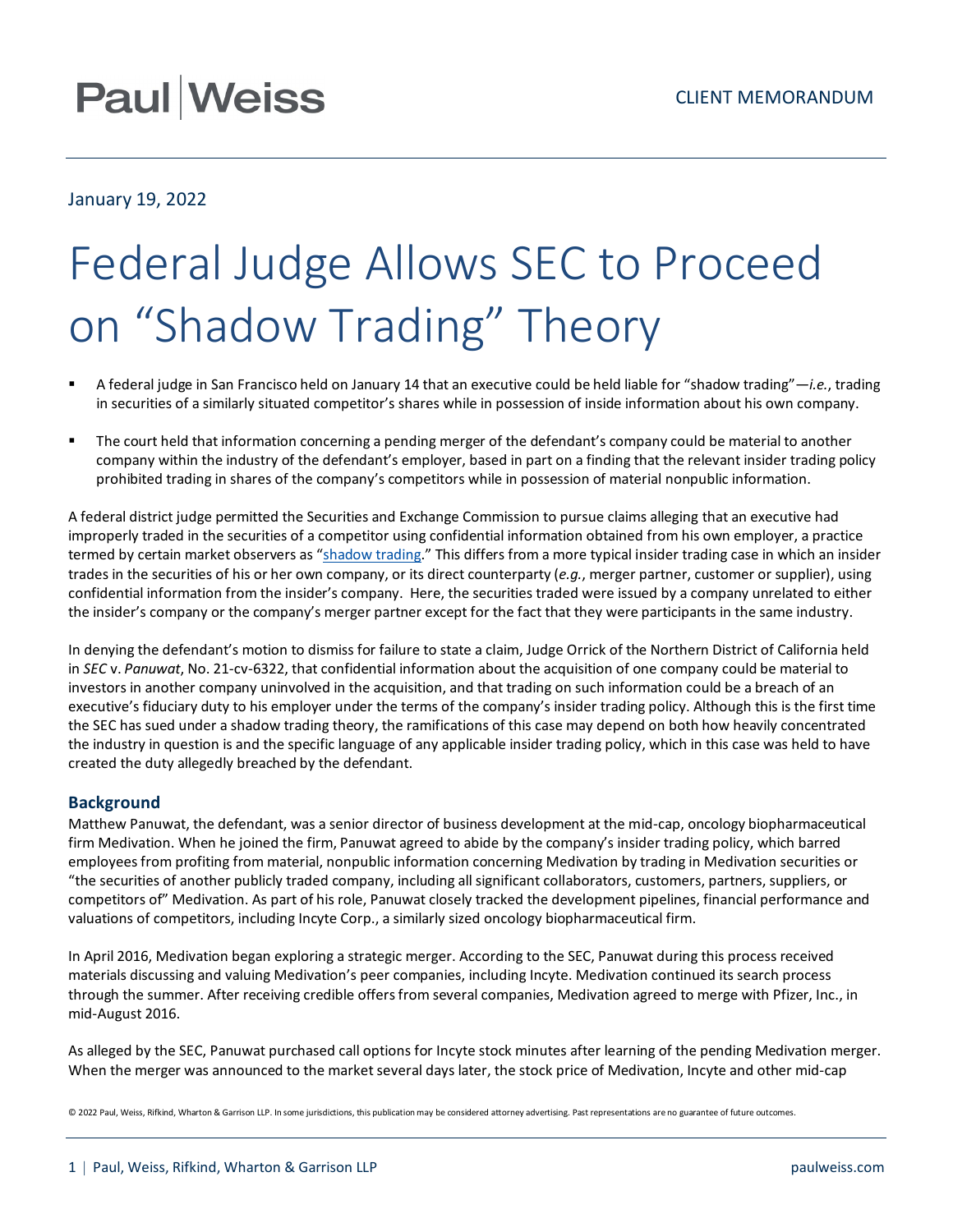Paul | Weiss

CLIENT MEMORANDUM

January 19, 2022

# Federal Judge Allows SEC to Proceed on "Shadow Trading" Theory

- A federal judge in San Francisco held on January 14 that an executive could be held liable for "shadow trading"—*i.e.*, trading in securities of a similarly situated competitor's shares while in possession of inside information about his own company.
- The court held that information concerning a pending merger of the defendant's company could be material to another company within the industry of the defendant's employer, based in part on a finding that the relevant insider trading policy prohibited trading in shares of the company's competitors while in possession of material nonpublic information.

A federal district judge permitted the Securities and Exchange Commission to pursue claims alleging that an executive had improperly traded in the securities of a competitor using confidential information obtained from his own employer, a practice termed by certain market observers as "shadow trading." This differs from a more typical insider trading case in which an insider trades in the securities of his or her own company, or its direct counterparty (*e.g.*, merger partner, customer or supplier), using confidential information from the insider's company. Here, the securities traded were issued by a company unrelated to either the insider's company or the company's merger partner except for the fact that they were participants in the same industry.

In denying the defendant's motion to dismiss for failure to state a claim, Judge Orrick of the Northern District of California held in *SEC* v. *Panuwat*, No. 21-cv-6322, that confidential information about the acquisition of one company could be material to investors in another company uninvolved in the acquisition, and that trading on such information could be a breach of an executive's fiduciary duty to his employer under the terms of the company's insider trading policy. Although this is the first time the SEC has sued under a shadow trading theory, the ramifications of this case may depend on both how heavily concentrated the industry in question is and the specific language of any applicable insider trading policy, which in this case was held to have created the duty allegedly breached by the defendant.

## Background

Matthew Panuwat, the defendant, was a senior director of business development at the mid-cap, oncology biopharmaceutical firm Medivation. When he joined the firm, Panuwat agreed to abide by the company's insider trading policy, which barred employees from profiting from material, nonpublic information concerning Medivation by trading in Medivation securities or "the securities of another publicly traded company, including all significant collaborators, customers, partners, suppliers, or competitors of" Medivation. As part of his role, Panuwat closely tracked the development pipelines, financial performance and valuations of competitors, including Incyte Corp., a similarly sized oncology biopharmaceutical firm.

In April 2016, Medivation began exploring a strategic merger. According to the SEC, Panuwat during this process received materials discussing and valuing Medivation's peer companies, including Incyte. Medivation continued its search process through the summer. After receiving credible offers from several companies, Medivation agreed to merge with Pfizer, Inc., in mid-August 2016.

As alleged by the SEC, Panuwat purchased call options for Incyte stock minutes after learning of the pending Medivation merger. When the merger was announced to the market several days later, the stock price of Medivation, Incyte and other mid-cap

© 2022 Paul, Weiss, Rifkind, Wharton & Garrison LLP. In some jurisdictions, this publication may be considered attorney advertising. Past representations are no guarantee of future outcomes.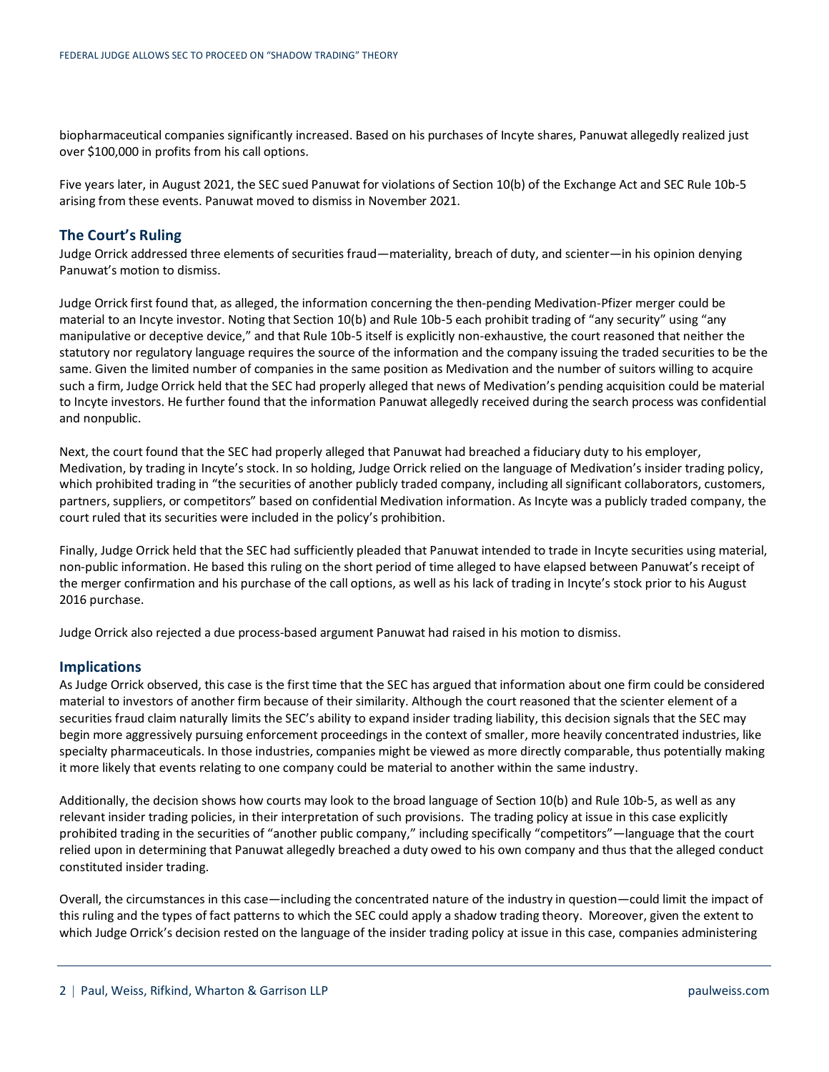biopharmaceutical companies significantly increased. Based on his purchases of Incyte shares, Panuwat allegedly realized just over $100,000 in profits from his call options.

Five years later, in August 2021, the SEC sued Panuwat for violations of Section 10(b) of the Exchange Act and SEC Rule 10b-5 arising from these events. Panuwat moved to dismiss in November 2021.

## The Court's Ruling

Judge Orrick addressed three elements of securities fraud—materiality, breach of duty, and scienter—in his opinion denying Panuwat's motion to dismiss.

Judge Orrick first found that, as alleged, the information concerning the then-pending Medivation-Pfizer merger could be material to an Incyte investor. Noting that Section 10(b) and Rule 10b-5 each prohibit trading of "any security" using "any manipulative or deceptive device," and that Rule 10b-5 itself is explicitly non-exhaustive, the court reasoned that neither the statutory nor regulatory language requires the source of the information and the company issuing the traded securities to be the same. Given the limited number of companies in the same position as Medivation and the number of suitors willing to acquire such a firm, Judge Orrick held that the SEC had properly alleged that news of Medivation's pending acquisition could be material to Incyte investors. He further found that the information Panuwat allegedly received during the search process was confidential and nonpublic.

Next, the court found that the SEC had properly alleged that Panuwat had breached a fiduciary duty to his employer, Medivation, by trading in Incyte's stock. In so holding, Judge Orrick relied on the language of Medivation's insider trading policy, which prohibited trading in "the securities of another publicly traded company, including all significant collaborators, customers, partners, suppliers, or competitors" based on confidential Medivation information. As Incyte was a publicly traded company, the court ruled that its securities were included in the policy's prohibition.

Finally, Judge Orrick held that the SEC had sufficiently pleaded that Panuwat intended to trade in Incyte securities using material, non-public information. He based this ruling on the short period of time alleged to have elapsed between Panuwat's receipt of the merger confirmation and his purchase of the call options, as well as his lack of trading in Incyte's stock prior to his August 2016 purchase.

Judge Orrick also rejected a due process-based argument Panuwat had raised in his motion to dismiss.

## Implications

As Judge Orrick observed, this case is the first time that the SEC has argued that information about one firm could be considered material to investors of another firm because of their similarity. Although the court reasoned that the scienter element of a securities fraud claim naturally limits the SEC's ability to expand insider trading liability, this decision signals that the SEC may begin more aggressively pursuing enforcement proceedings in the context of smaller, more heavily concentrated industries, like specialty pharmaceuticals. In those industries, companies might be viewed as more directly comparable, thus potentially making it more likely that events relating to one company could be material to another within the same industry.

Additionally, the decision shows how courts may look to the broad language of Section 10(b) and Rule 10b-5, as well as any relevant insider trading policies, in their interpretation of such provisions. The trading policy at issue in this case explicitly prohibited trading in the securities of "another public company," including specifically "competitors"—language that the court relied upon in determining that Panuwat allegedly breached a duty owed to his own company and thus that the alleged conduct constituted insider trading.

Overall, the circumstances in this case—including the concentrated nature of the industry in question—could limit the impact of this ruling and the types of fact patterns to which the SEC could apply a shadow trading theory. Moreover, given the extent to which Judge Orrick's decision rested on the language of the insider trading policy at issue in this case, companies administering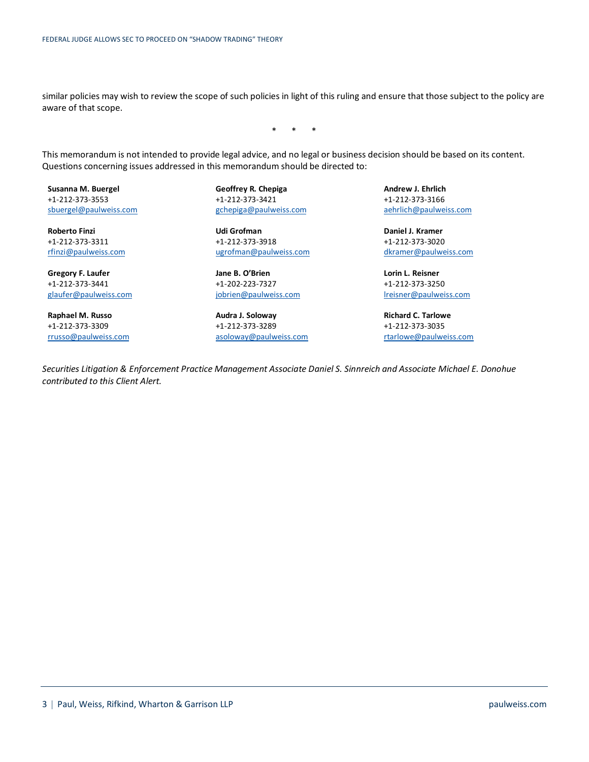similar policies may wish to review the scope of such policies in light of this ruling and ensure that those subject to the policy are aware of that scope.

\*       \*       \*

This memorandum is not intended to provide legal advice, and no legal or business decision should be based on its content. Questions concerning issues addressed in this memorandum should be directed to:

**Susanna M. Buergel**
+1-212-373-3553
sbuergel@paulweiss.com

**Geoffrey R. Chepiga**
+1-212-373-3421
gchepiga@paulweiss.com

**Andrew J. Ehrlich**
+1-212-373-3166
aehrlich@paulweiss.com

**Roberto Finzi**
+1-212-373-3311
rfinzi@paulweiss.com

**Udi Grofman**
+1-212-373-3918
ugrofman@paulweiss.com

**Daniel J. Kramer**
+1-212-373-3020
dkramer@paulweiss.com

**Gregory F. Laufer**
+1-212-373-3441
glaufer@paulweiss.com

**Jane B. O'Brien**
+1-202-223-7327
jobrien@paulweiss.com

**Lorin L. Reisner**
+1-212-373-3250
lreisner@paulweiss.com

**Raphael M. Russo**
+1-212-373-3309
rrusso@paulweiss.com

**Audra J. Soloway**
+1-212-373-3289
asoloway@paulweiss.com

**Richard C. Tarlowe**
+1-212-373-3035
rtarlowe@paulweiss.com

*Securities Litigation & Enforcement Practice Management Associate Daniel S. Sinnreich and Associate Michael E. Donohue contributed to this Client Alert.*